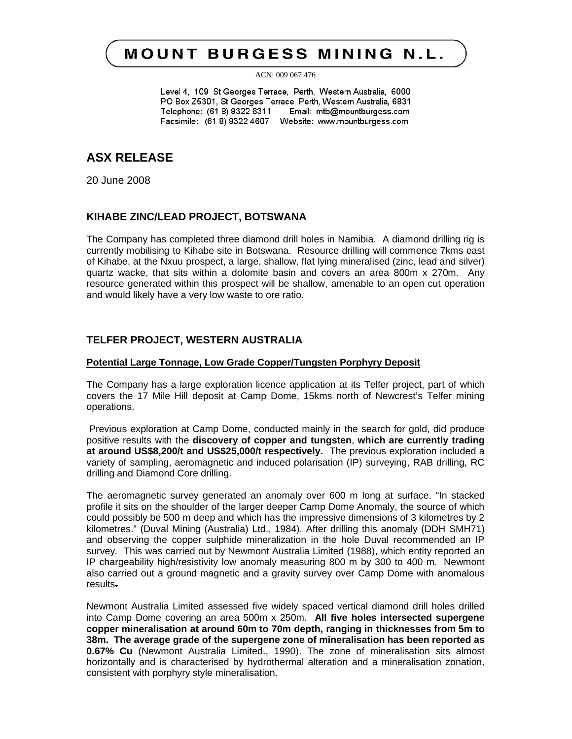# MOUNT BURGESS MINING N.L.

ACN: 009 067 476

Level 4, 109 St Georges Terrace, Perth, Western Australia, 6000
PO Box Z5301, St Georges Terrace, Perth, Western Australia, 6831
Telephone: (61 8) 9322 6311 Email: mtb@mountburgess.com
Facsimile: (61 8) 9322 4607 Website: www.mountburgess.com

## ASX RELEASE

20 June 2008

### KIHABE ZINC/LEAD PROJECT, BOTSWANA

The Company has completed three diamond drill holes in Namibia. A diamond drilling rig is currently mobilising to Kihabe site in Botswana. Resource drilling will commence 7kms east of Kihabe, at the Nxuu prospect, a large, shallow, flat lying mineralised (zinc, lead and silver) quartz wacke, that sits within a dolomite basin and covers an area 800m x 270m. Any resource generated within this prospect will be shallow, amenable to an open cut operation and would likely have a very low waste to ore ratio.

### TELFER PROJECT, WESTERN AUSTRALIA

**Potential Large Tonnage, Low Grade Copper/Tungsten Porphyry Deposit**

The Company has a large exploration licence application at its Telfer project, part of which covers the 17 Mile Hill deposit at Camp Dome, 15kms north of Newcrest's Telfer mining operations.

Previous exploration at Camp Dome, conducted mainly in the search for gold, did produce positive results with the **discovery of copper and tungsten**, **which are currently trading at around US$8,200/t and US$25,000/t respectively.** The previous exploration included a variety of sampling, aeromagnetic and induced polarisation (IP) surveying, RAB drilling, RC drilling and Diamond Core drilling.

The aeromagnetic survey generated an anomaly over 600 m long at surface. "In stacked profile it sits on the shoulder of the larger deeper Camp Dome Anomaly, the source of which could possibly be 500 m deep and which has the impressive dimensions of 3 kilometres by 2 kilometres." (Duval Mining (Australia) Ltd., 1984). After drilling this anomaly (DDH SMH71) and observing the copper sulphide mineralization in the hole Duval recommended an IP survey. This was carried out by Newmont Australia Limited (1988), which entity reported an IP chargeability high/resistivity low anomaly measuring 800 m by 300 to 400 m. Newmont also carried out a ground magnetic and a gravity survey over Camp Dome with anomalous results.

Newmont Australia Limited assessed five widely spaced vertical diamond drill holes drilled into Camp Dome covering an area 500m x 250m. **All five holes intersected supergene copper mineralisation at around 60m to 70m depth, ranging in thicknesses from 5m to 38m. The average grade of the supergene zone of mineralisation has been reported as 0.67% Cu** (Newmont Australia Limited., 1990). The zone of mineralisation sits almost horizontally and is characterised by hydrothermal alteration and a mineralisation zonation, consistent with porphyry style mineralisation.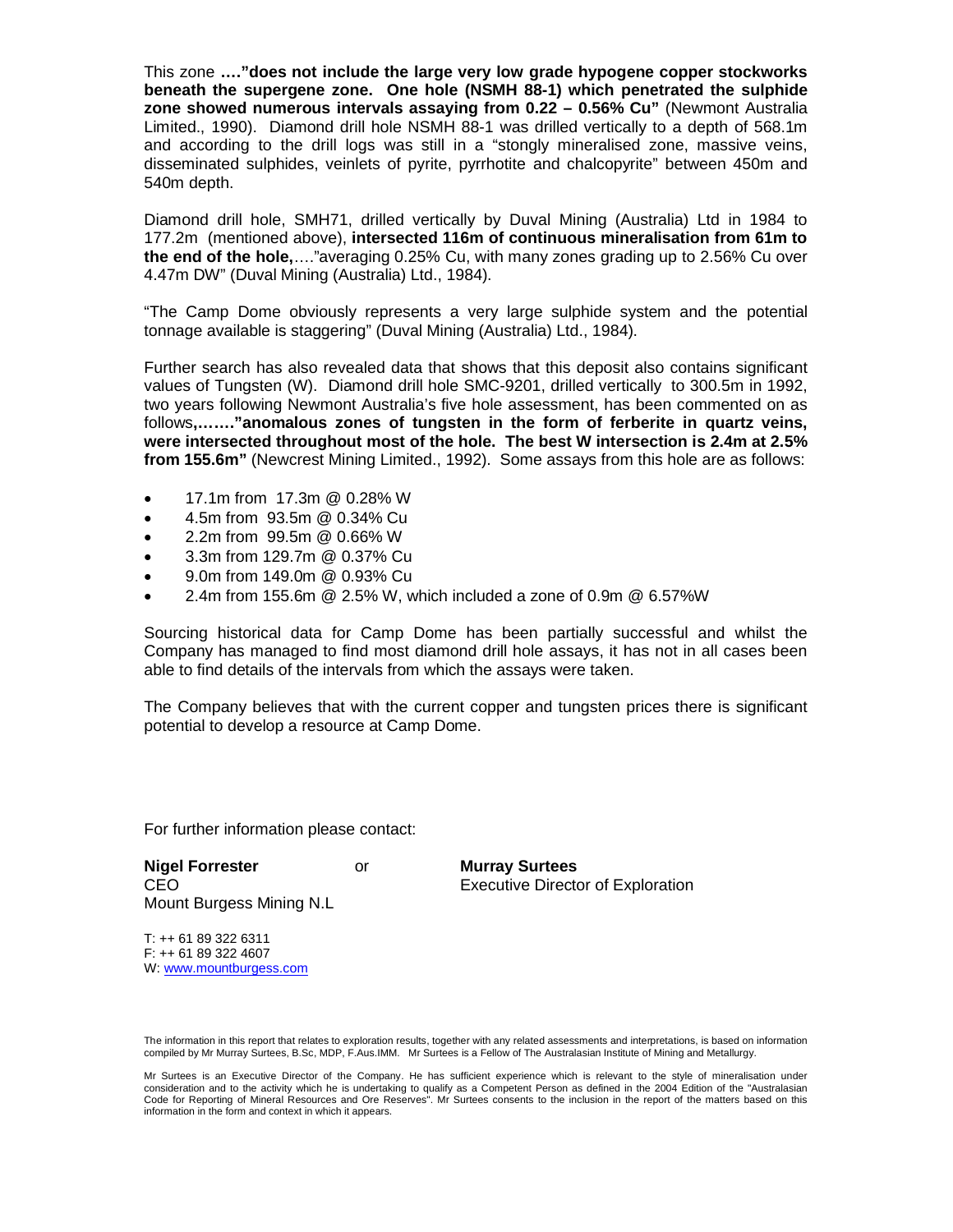This zone **…."does not include the large very low grade hypogene copper stockworks beneath the supergene zone. One hole (NSMH 88-1) which penetrated the sulphide zone showed numerous intervals assaying from 0.22 – 0.56% Cu"** (Newmont Australia Limited., 1990). Diamond drill hole NSMH 88-1 was drilled vertically to a depth of 568.1m and according to the drill logs was still in a "stongly mineralised zone, massive veins, disseminated sulphides, veinlets of pyrite, pyrrhotite and chalcopyrite" between 450m and 540m depth.

Diamond drill hole, SMH71, drilled vertically by Duval Mining (Australia) Ltd in 1984 to 177.2m (mentioned above), **intersected 116m of continuous mineralisation from 61m to the end of the hole,**…."averaging 0.25% Cu, with many zones grading up to 2.56% Cu over 4.47m DW" (Duval Mining (Australia) Ltd., 1984).

"The Camp Dome obviously represents a very large sulphide system and the potential tonnage available is staggering" (Duval Mining (Australia) Ltd., 1984).

Further search has also revealed data that shows that this deposit also contains significant values of Tungsten (W). Diamond drill hole SMC-9201, drilled vertically to 300.5m in 1992, two years following Newmont Australia's five hole assessment, has been commented on as follows**,……."anomalous zones of tungsten in the form of ferberite in quartz veins, were intersected throughout most of the hole. The best W intersection is 2.4m at 2.5% from 155.6m"** (Newcrest Mining Limited., 1992). Some assays from this hole are as follows:

- 17.1m from 17.3m @ 0.28% W
- 4.5m from 93.5m @ 0.34% Cu
- 2.2m from 99.5m @ 0.66% W
- 3.3m from 129.7m @ 0.37% Cu
- 9.0m from 149.0m @ 0.93% Cu
- 2.4m from 155.6m @ 2.5% W, which included a zone of 0.9m @ 6.57%W

Sourcing historical data for Camp Dome has been partially successful and whilst the Company has managed to find most diamond drill hole assays, it has not in all cases been able to find details of the intervals from which the assays were taken.

The Company believes that with the current copper and tungsten prices there is significant potential to develop a resource at Camp Dome.

For further information please contact:

**Nigel Forrester** or **Murray Surtees**
CEO, Mount Burgess Mining N.L
Executive Director of Exploration

T: ++ 61 89 322 6311
F: ++ 61 89 322 4607
W: www.mountburgess.com

The information in this report that relates to exploration results, together with any related assessments and interpretations, is based on information compiled by Mr Murray Surtees, B.Sc, MDP, F.Aus.IMM. Mr Surtees is a Fellow of The Australasian Institute of Mining and Metallurgy.

Mr Surtees is an Executive Director of the Company. He has sufficient experience which is relevant to the style of mineralisation under consideration and to the activity which he is undertaking to qualify as a Competent Person as defined in the 2004 Edition of the "Australasian Code for Reporting of Mineral Resources and Ore Reserves". Mr Surtees consents to the inclusion in the report of the matters based on this information in the form and context in which it appears.